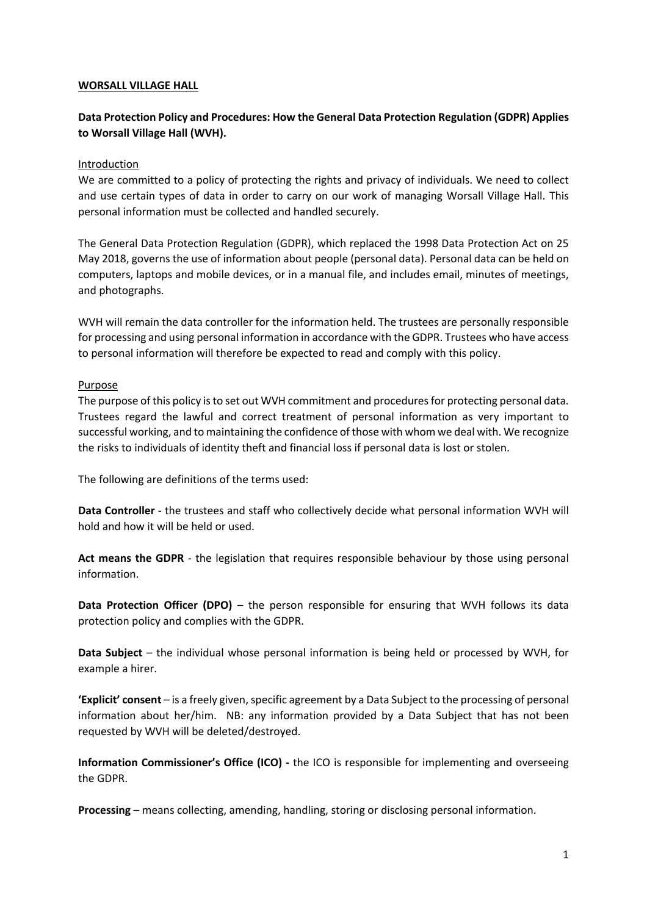**WORSALL VILLAGE HALL**

**Data Protection Policy and Procedures: How the General Data Protection Regulation (GDPR) Applies to Worsall Village Hall (WVH).**

Introduction

We are committed to a policy of protecting the rights and privacy of individuals. We need to collect and use certain types of data in order to carry on our work of managing Worsall Village Hall. This personal information must be collected and handled securely.

The General Data Protection Regulation (GDPR), which replaced the 1998 Data Protection Act on 25 May 2018, governs the use of information about people (personal data). Personal data can be held on computers, laptops and mobile devices, or in a manual file, and includes email, minutes of meetings, and photographs.

WVH will remain the data controller for the information held. The trustees are personally responsible for processing and using personal information in accordance with the GDPR. Trustees who have access to personal information will therefore be expected to read and comply with this policy.

Purpose

The purpose of this policy is to set out WVH commitment and procedures for protecting personal data. Trustees regard the lawful and correct treatment of personal information as very important to successful working, and to maintaining the confidence of those with whom we deal with. We recognize the risks to individuals of identity theft and financial loss if personal data is lost or stolen.

The following are definitions of the terms used:

**Data Controller** - the trustees and staff who collectively decide what personal information WVH will hold and how it will be held or used.

**Act means the GDPR** - the legislation that requires responsible behaviour by those using personal information.

**Data Protection Officer (DPO)** – the person responsible for ensuring that WVH follows its data protection policy and complies with the GDPR.

**Data Subject** – the individual whose personal information is being held or processed by WVH, for example a hirer.

**'Explicit' consent** – is a freely given, specific agreement by a Data Subject to the processing of personal information about her/him. NB: any information provided by a Data Subject that has not been requested by WVH will be deleted/destroyed.

**Information Commissioner's Office (ICO) -** the ICO is responsible for implementing and overseeing the GDPR.

**Processing** – means collecting, amending, handling, storing or disclosing personal information.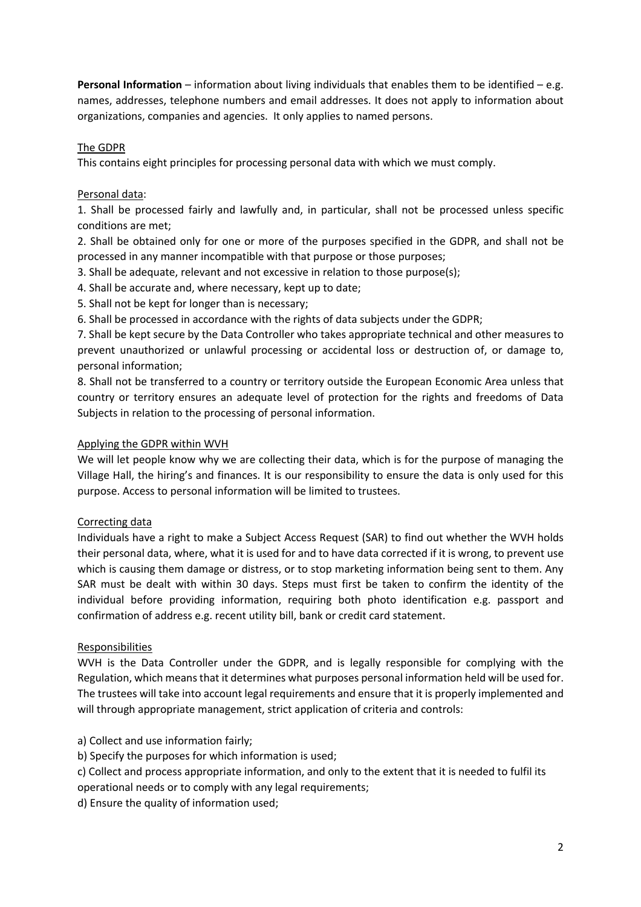**Personal Information** – information about living individuals that enables them to be identified – e.g. names, addresses, telephone numbers and email addresses. It does not apply to information about organizations, companies and agencies. It only applies to named persons.

## The GDPR

This contains eight principles for processing personal data with which we must comply.

Personal data:

1. Shall be processed fairly and lawfully and, in particular, shall not be processed unless specific conditions are met;
2. Shall be obtained only for one or more of the purposes specified in the GDPR, and shall not be processed in any manner incompatible with that purpose or those purposes;
3. Shall be adequate, relevant and not excessive in relation to those purpose(s);
4. Shall be accurate and, where necessary, kept up to date;
5. Shall not be kept for longer than is necessary;
6. Shall be processed in accordance with the rights of data subjects under the GDPR;
7. Shall be kept secure by the Data Controller who takes appropriate technical and other measures to prevent unauthorized or unlawful processing or accidental loss or destruction of, or damage to, personal information;
8. Shall not be transferred to a country or territory outside the European Economic Area unless that country or territory ensures an adequate level of protection for the rights and freedoms of Data Subjects in relation to the processing of personal information.

## Applying the GDPR within WVH

We will let people know why we are collecting their data, which is for the purpose of managing the Village Hall, the hiring's and finances. It is our responsibility to ensure the data is only used for this purpose. Access to personal information will be limited to trustees.

## Correcting data

Individuals have a right to make a Subject Access Request (SAR) to find out whether the WVH holds their personal data, where, what it is used for and to have data corrected if it is wrong, to prevent use which is causing them damage or distress, or to stop marketing information being sent to them. Any SAR must be dealt with within 30 days. Steps must first be taken to confirm the identity of the individual before providing information, requiring both photo identification e.g. passport and confirmation of address e.g. recent utility bill, bank or credit card statement.

## Responsibilities

WVH is the Data Controller under the GDPR, and is legally responsible for complying with the Regulation, which means that it determines what purposes personal information held will be used for. The trustees will take into account legal requirements and ensure that it is properly implemented and will through appropriate management, strict application of criteria and controls:

a) Collect and use information fairly;

b) Specify the purposes for which information is used;

c) Collect and process appropriate information, and only to the extent that it is needed to fulfil its operational needs or to comply with any legal requirements;

d) Ensure the quality of information used;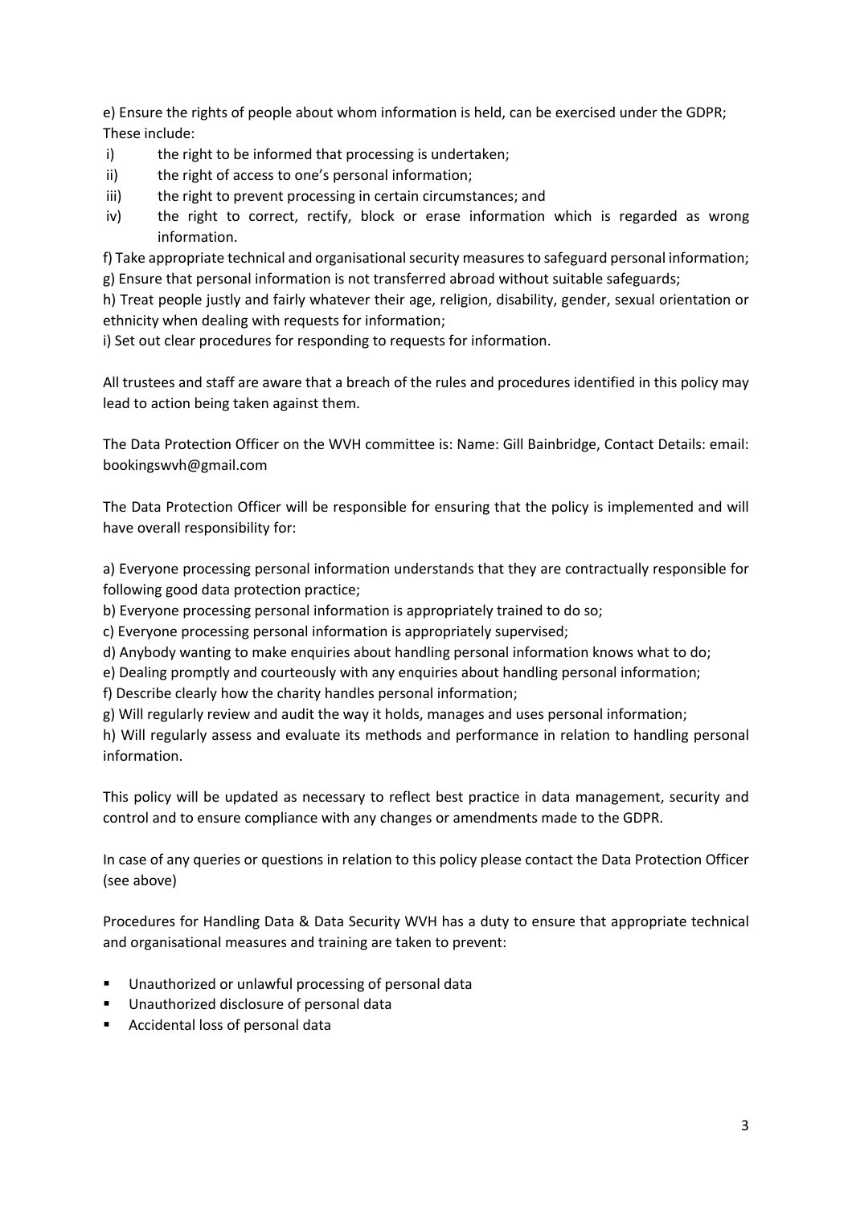e) Ensure the rights of people about whom information is held, can be exercised under the GDPR; These include:

i) the right to be informed that processing is undertaken;
ii) the right of access to one's personal information;
iii) the right to prevent processing in certain circumstances; and
iv) the right to correct, rectify, block or erase information which is regarded as wrong information.

f) Take appropriate technical and organisational security measures to safeguard personal information;
g) Ensure that personal information is not transferred abroad without suitable safeguards;
h) Treat people justly and fairly whatever their age, religion, disability, gender, sexual orientation or ethnicity when dealing with requests for information;
i) Set out clear procedures for responding to requests for information.

All trustees and staff are aware that a breach of the rules and procedures identified in this policy may lead to action being taken against them.

The Data Protection Officer on the WVH committee is: Name: Gill Bainbridge, Contact Details: email: bookingswvh@gmail.com

The Data Protection Officer will be responsible for ensuring that the policy is implemented and will have overall responsibility for:

a) Everyone processing personal information understands that they are contractually responsible for following good data protection practice;
b) Everyone processing personal information is appropriately trained to do so;
c) Everyone processing personal information is appropriately supervised;
d) Anybody wanting to make enquiries about handling personal information knows what to do;
e) Dealing promptly and courteously with any enquiries about handling personal information;
f) Describe clearly how the charity handles personal information;
g) Will regularly review and audit the way it holds, manages and uses personal information;
h) Will regularly assess and evaluate its methods and performance in relation to handling personal information.

This policy will be updated as necessary to reflect best practice in data management, security and control and to ensure compliance with any changes or amendments made to the GDPR.

In case of any queries or questions in relation to this policy please contact the Data Protection Officer (see above)

Procedures for Handling Data & Data Security WVH has a duty to ensure that appropriate technical and organisational measures and training are taken to prevent:

- Unauthorized or unlawful processing of personal data
- Unauthorized disclosure of personal data
- Accidental loss of personal data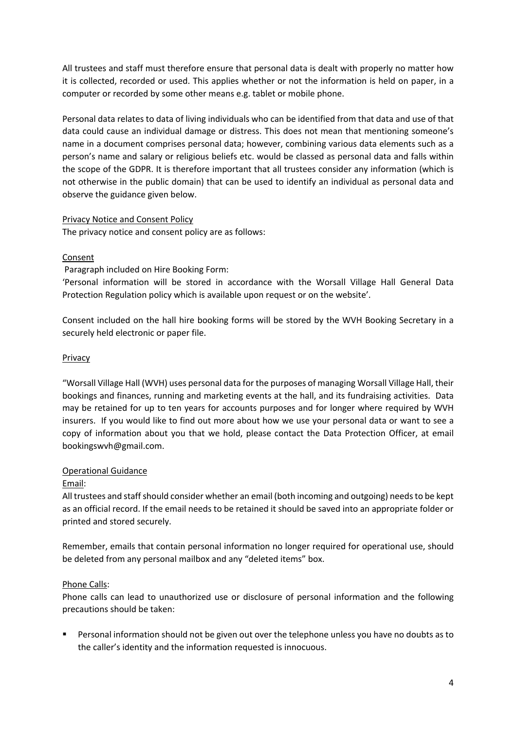All trustees and staff must therefore ensure that personal data is dealt with properly no matter how it is collected, recorded or used. This applies whether or not the information is held on paper, in a computer or recorded by some other means e.g. tablet or mobile phone.

Personal data relates to data of living individuals who can be identified from that data and use of that data could cause an individual damage or distress. This does not mean that mentioning someone's name in a document comprises personal data; however, combining various data elements such as a person's name and salary or religious beliefs etc. would be classed as personal data and falls within the scope of the GDPR. It is therefore important that all trustees consider any information (which is not otherwise in the public domain) that can be used to identify an individual as personal data and observe the guidance given below.

<u>Privacy Notice and Consent Policy</u>

The privacy notice and consent policy are as follows:

<u>Consent</u>

Paragraph included on Hire Booking Form:

'Personal information will be stored in accordance with the Worsall Village Hall General Data Protection Regulation policy which is available upon request or on the website'.

Consent included on the hall hire booking forms will be stored by the WVH Booking Secretary in a securely held electronic or paper file.

<u>Privacy</u>

"Worsall Village Hall (WVH) uses personal data for the purposes of managing Worsall Village Hall, their bookings and finances, running and marketing events at the hall, and its fundraising activities. Data may be retained for up to ten years for accounts purposes and for longer where required by WVH insurers. If you would like to find out more about how we use your personal data or want to see a copy of information about you that we hold, please contact the Data Protection Officer, at email bookingswvh@gmail.com.

<u>Operational Guidance</u>

<u>Email</u>:

All trustees and staff should consider whether an email (both incoming and outgoing) needs to be kept as an official record. If the email needs to be retained it should be saved into an appropriate folder or printed and stored securely.

Remember, emails that contain personal information no longer required for operational use, should be deleted from any personal mailbox and any "deleted items" box.

<u>Phone Calls</u>:

Phone calls can lead to unauthorized use or disclosure of personal information and the following precautions should be taken:

- Personal information should not be given out over the telephone unless you have no doubts as to the caller's identity and the information requested is innocuous.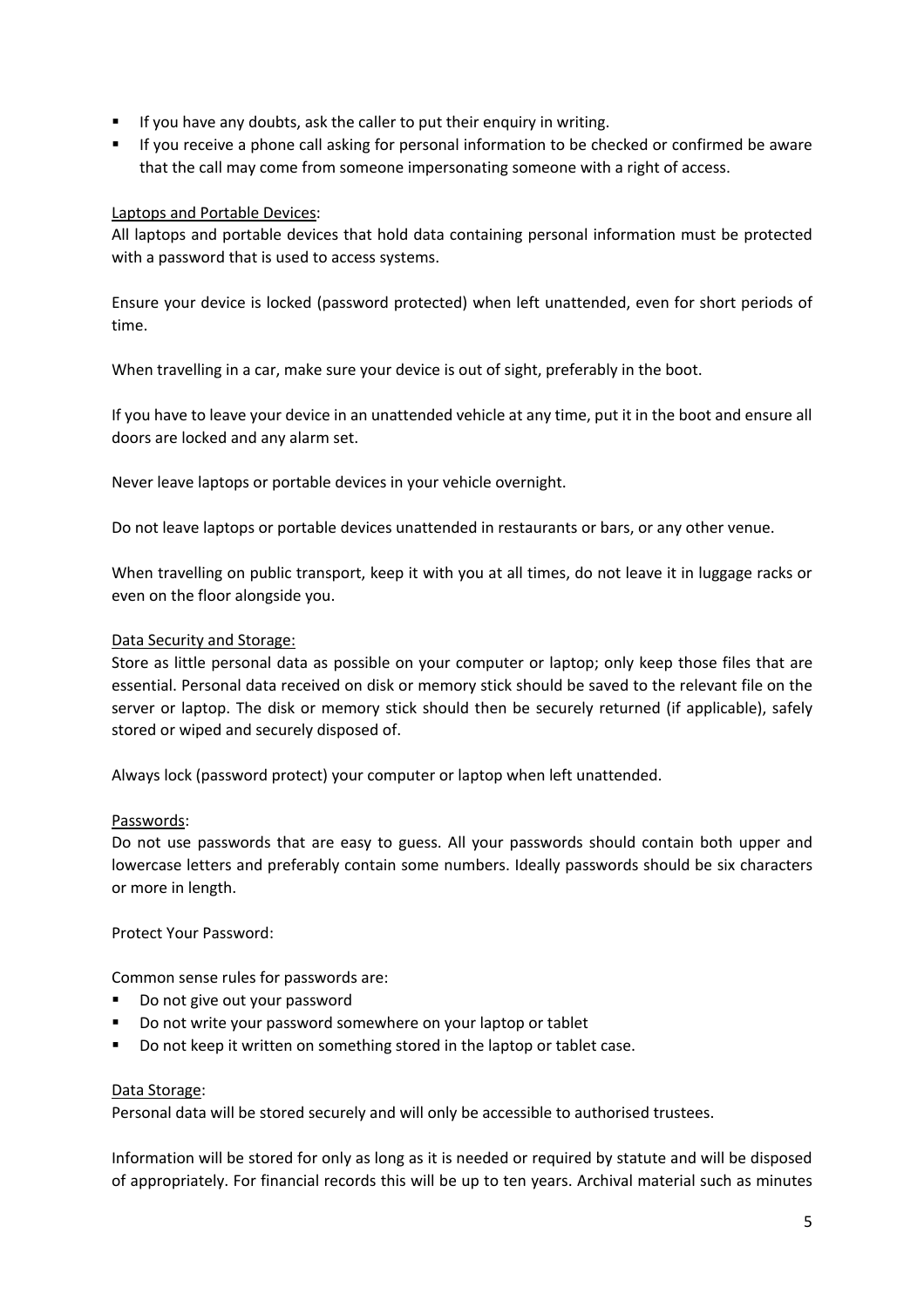- If you have any doubts, ask the caller to put their enquiry in writing.
- If you receive a phone call asking for personal information to be checked or confirmed be aware that the call may come from someone impersonating someone with a right of access.

<u>Laptops and Portable Devices</u>:

All laptops and portable devices that hold data containing personal information must be protected with a password that is used to access systems.

Ensure your device is locked (password protected) when left unattended, even for short periods of time.

When travelling in a car, make sure your device is out of sight, preferably in the boot.

If you have to leave your device in an unattended vehicle at any time, put it in the boot and ensure all doors are locked and any alarm set.

Never leave laptops or portable devices in your vehicle overnight.

Do not leave laptops or portable devices unattended in restaurants or bars, or any other venue.

When travelling on public transport, keep it with you at all times, do not leave it in luggage racks or even on the floor alongside you.

<u>Data Security and Storage:</u>

Store as little personal data as possible on your computer or laptop; only keep those files that are essential. Personal data received on disk or memory stick should be saved to the relevant file on the server or laptop. The disk or memory stick should then be securely returned (if applicable), safely stored or wiped and securely disposed of.

Always lock (password protect) your computer or laptop when left unattended.

<u>Passwords</u>:

Do not use passwords that are easy to guess. All your passwords should contain both upper and lowercase letters and preferably contain some numbers. Ideally passwords should be six characters or more in length.

Protect Your Password:

Common sense rules for passwords are:

- Do not give out your password
- Do not write your password somewhere on your laptop or tablet
- Do not keep it written on something stored in the laptop or tablet case.

<u>Data Storage</u>:

Personal data will be stored securely and will only be accessible to authorised trustees.

Information will be stored for only as long as it is needed or required by statute and will be disposed of appropriately. For financial records this will be up to ten years. Archival material such as minutes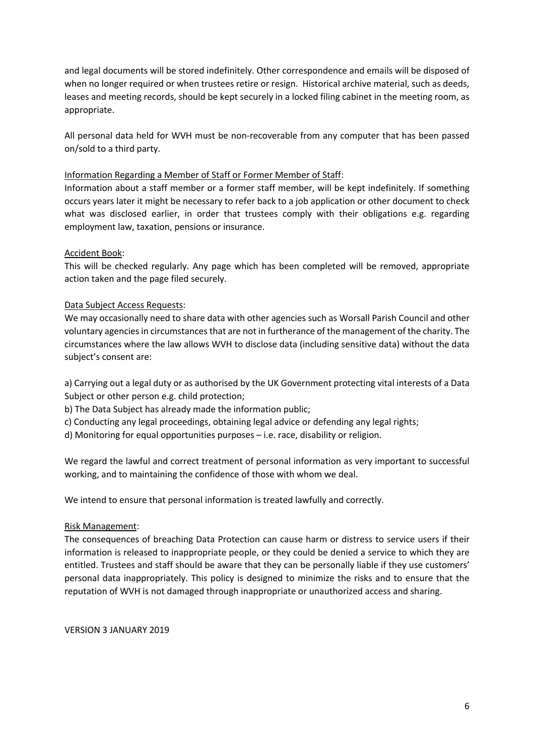and legal documents will be stored indefinitely. Other correspondence and emails will be disposed of when no longer required or when trustees retire or resign. Historical archive material, such as deeds, leases and meeting records, should be kept securely in a locked filing cabinet in the meeting room, as appropriate.

All personal data held for WVH must be non-recoverable from any computer that has been passed on/sold to a third party.

<u>Information Regarding a Member of Staff or Former Member of Staff</u>:
Information about a staff member or a former staff member, will be kept indefinitely. If something occurs years later it might be necessary to refer back to a job application or other document to check what was disclosed earlier, in order that trustees comply with their obligations e.g. regarding employment law, taxation, pensions or insurance.

<u>Accident Book</u>:
This will be checked regularly. Any page which has been completed will be removed, appropriate action taken and the page filed securely.

<u>Data Subject Access Requests</u>:
We may occasionally need to share data with other agencies such as Worsall Parish Council and other voluntary agencies in circumstances that are not in furtherance of the management of the charity. The circumstances where the law allows WVH to disclose data (including sensitive data) without the data subject's consent are:

a) Carrying out a legal duty or as authorised by the UK Government protecting vital interests of a Data Subject or other person e.g. child protection;
b) The Data Subject has already made the information public;
c) Conducting any legal proceedings, obtaining legal advice or defending any legal rights;
d) Monitoring for equal opportunities purposes – i.e. race, disability or religion.

We regard the lawful and correct treatment of personal information as very important to successful working, and to maintaining the confidence of those with whom we deal.

We intend to ensure that personal information is treated lawfully and correctly.

<u>Risk Management</u>:
The consequences of breaching Data Protection can cause harm or distress to service users if their information is released to inappropriate people, or they could be denied a service to which they are entitled. Trustees and staff should be aware that they can be personally liable if they use customers' personal data inappropriately. This policy is designed to minimize the risks and to ensure that the reputation of WVH is not damaged through inappropriate or unauthorized access and sharing.

VERSION 3 JANUARY 2019